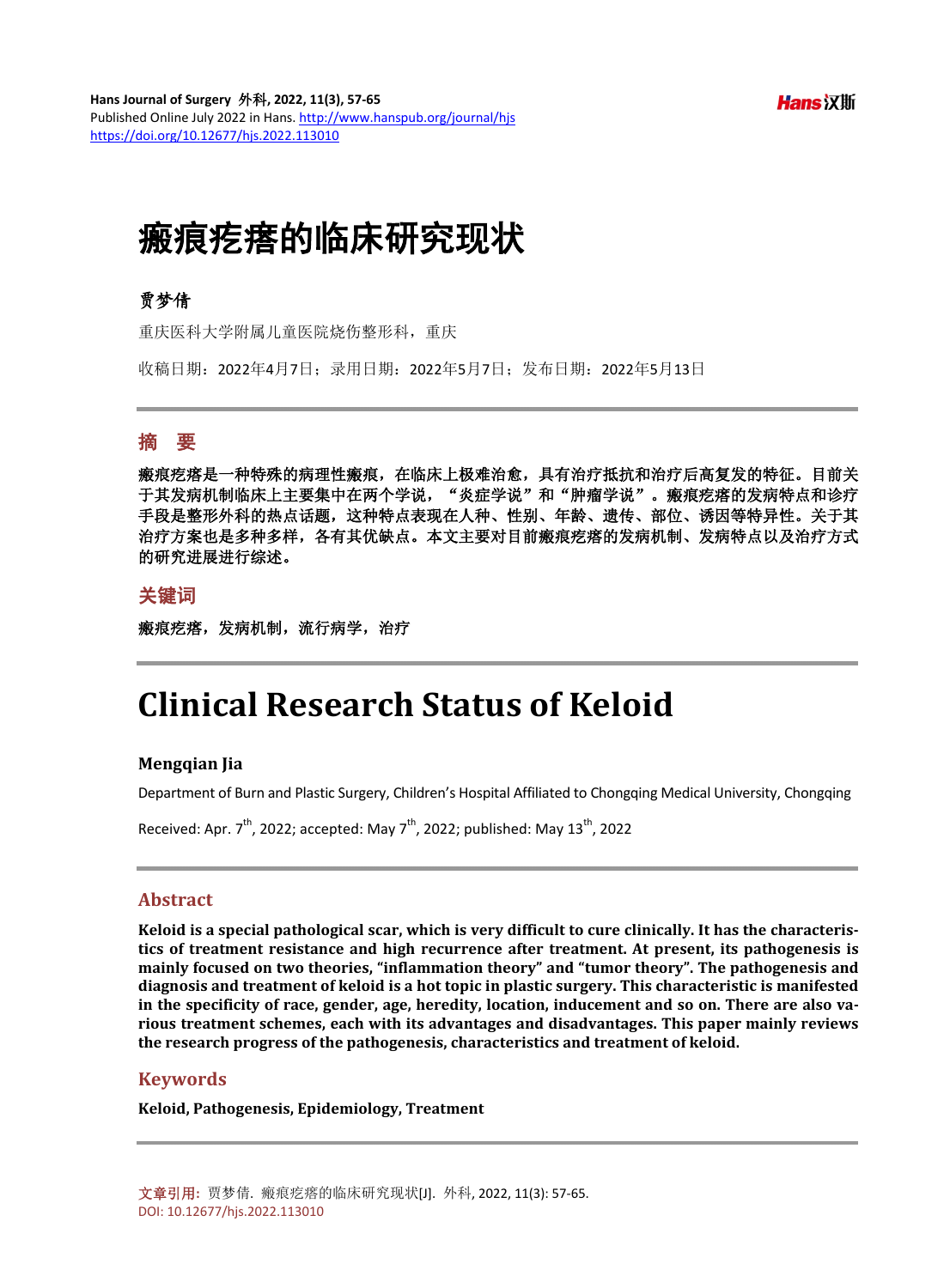# 瘢痕疙瘩的临床研究现状

**贾梦倩**

重庆医科大学附属儿童医院烧伤整形科，重庆

收稿日期：2022年4月7日；录用日期：2022年5月7日；发布日期：2022年5月13日

## 摘 要

**瘢痕疙瘩是一种特殊的病理性瘢痕，在临床上极难治愈，具有治疗抵抗和治疗后高复发的特征。目前关于其发病机制临床上主要集中在两个学说，"炎症学说"和"肿瘤学说"。瘢痕疙瘩的发病特点和诊疗手段是整形外科的热点话题，这种特点表现在人种、性别、年龄、遗传、部位、诱因等特异性。关于其治疗方案也是多种多样，各有其优缺点。本文主要对目前瘢痕疙瘩的发病机制、发病特点以及治疗方式的研究进展进行综述。**

## 关键词

**瘢痕疙瘩，发病机制，流行病学，治疗**

# Clinical Research Status of Keloid

**Mengqian Jia**

Department of Burn and Plastic Surgery, Children's Hospital Affiliated to Chongqing Medical University, Chongqing

Received: Apr. 7th, 2022; accepted: May 7th, 2022; published: May 13th, 2022

## Abstract

**Keloid is a special pathological scar, which is very difficult to cure clinically. It has the characteristics of treatment resistance and high recurrence after treatment. At present, its pathogenesis is mainly focused on two theories, "inflammation theory" and "tumor theory". The pathogenesis and diagnosis and treatment of keloid is a hot topic in plastic surgery. This characteristic is manifested in the specificity of race, gender, age, heredity, location, inducement and so on. There are also various treatment schemes, each with its advantages and disadvantages. This paper mainly reviews the research progress of the pathogenesis, characteristics and treatment of keloid.**

## Keywords

**Keloid, Pathogenesis, Epidemiology, Treatment**

文章引用：贾梦倩. 瘢痕疙瘩的临床研究现状[J]. 外科, 2022, 11(3): 57-65.
DOI: 10.12677/hjs.2022.113010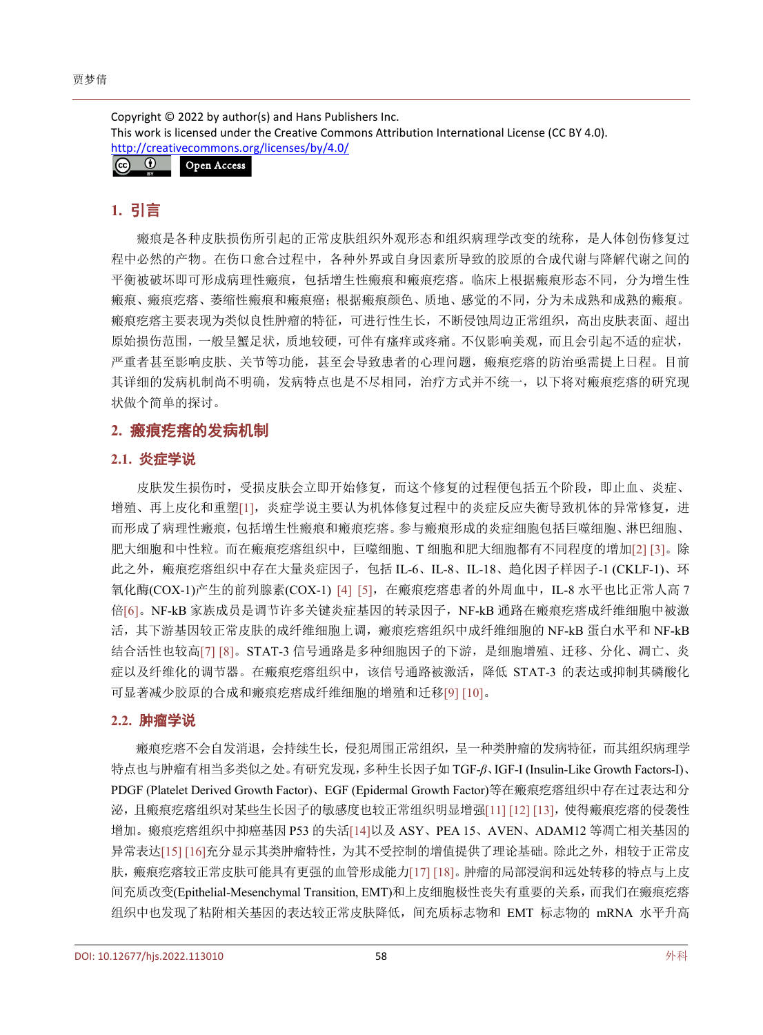Copyright © 2022 by author(s) and Hans Publishers Inc.

This work is licensed under the Creative Commons Attribution International License (CC BY 4.0).

http://creativecommons.org/licenses/by/4.0/

Open Access

## 1. 引言

瘢痕是各种皮肤损伤所引起的正常皮肤组织外观形态和组织病理学改变的统称，是人体创伤修复过程中必然的产物。在伤口愈合过程中，各种外界或自身因素所导致的胶原的合成代谢与降解代谢之间的平衡被破坏即可形成病理性瘢痕，包括增生性瘢痕和瘢痕疙瘩。临床上根据瘢痕形态不同，分为增生性瘢痕、瘢痕疙瘩、萎缩性瘢痕和瘢痕癌；根据瘢痕颜色、质地、感觉的不同，分为未成熟和成熟的瘢痕。瘢痕疙瘩主要表现为类似良性肿瘤的特征，可进行性生长，不断侵蚀周边正常组织，高出皮肤表面、超出原始损伤范围，一般呈蟹足状，质地较硬，可伴有瘙痒或疼痛。不仅影响美观，而且会引起不适的症状，严重者甚至影响皮肤、关节等功能，甚至会导致患者的心理问题，瘢痕疙瘩的防治亟需提上日程。目前其详细的发病机制尚不明确，发病特点也是不尽相同，治疗方式并不统一，以下将对瘢痕疙瘩的研究现状做个简单的探讨。

## 2. 瘢痕疙瘩的发病机制

### 2.1. 炎症学说

皮肤发生损伤时，受损皮肤会立即开始修复，而这个修复的过程便包括五个阶段，即止血、炎症、增殖、再上皮化和重塑[1]，炎症学说主要认为机体修复过程中的炎症反应失衡导致机体的异常修复，进而形成了病理性瘢痕，包括增生性瘢痕和瘢痕疙瘩。参与瘢痕形成的炎症细胞包括巨噬细胞、淋巴细胞、肥大细胞和中性粒。而在瘢痕疙瘩组织中，巨噬细胞、T 细胞和肥大细胞都有不同程度的增加[2] [3]。除此之外，瘢痕疙瘩组织中存在大量炎症因子，包括 IL-6、IL-8、IL-18、趋化因子样因子-1 (CKLF-1)、环氧化酶(COX-1)产生的前列腺素(COX-1) [4] [5]，在瘢痕疙瘩患者的外周血中，IL-8 水平也比正常人高 7 倍[6]。NF-kB 家族成员是调节许多关键炎症基因的转录因子，NF-kB 通路在瘢痕疙瘩成纤维细胞中被激活，其下游基因较正常皮肤的成纤维细胞上调，瘢痕疙瘩组织中成纤维细胞的 NF-kB 蛋白水平和 NF-kB 结合活性也较高[7] [8]。STAT-3 信号通路是多种细胞因子的下游，是细胞增殖、迁移、分化、凋亡、炎症以及纤维化的调节器。在瘢痕疙瘩组织中，该信号通路被激活，降低 STAT-3 的表达或抑制其磷酸化可显著减少胶原的合成和瘢痕疙瘩成纤维细胞的增殖和迁移[9] [10]。

### 2.2. 肿瘤学说

瘢痕疙瘩不会自发消退，会持续生长，侵犯周围正常组织，呈一种类肿瘤的发病特征，而其组织病理学特点也与肿瘤有相当多类似之处。有研究发现，多种生长因子如 TGF-$\beta$、IGF-I (Insulin-Like Growth Factors-I)、PDGF (Platelet Derived Growth Factor)、EGF (Epidermal Growth Factor)等在瘢痕疙瘩组织中存在过表达和分泌，且瘢痕疙瘩组织对某些生长因子的敏感度也较正常组织明显增强[11] [12] [13]，使得瘢痕疙瘩的侵袭性增加。瘢痕疙瘩组织中抑癌基因 P53 的失活[14]以及 ASY、PEA 15、AVEN、ADAM12 等凋亡相关基因的异常表达[15] [16]充分显示其类肿瘤特性，为其不受控制的增值提供了理论基础。除此之外，相较于正常皮肤，瘢痕疙瘩较正常皮肤可能具有更强的血管形成能力[17] [18]。肿瘤的局部浸润和远处转移的特点与上皮间充质改变(Epithelial-Mesenchymal Transition, EMT)和上皮细胞极性丧失有重要的关系，而我们在瘢痕疙瘩组织中也发现了粘附相关基因的表达较正常皮肤降低，间充质标志物和 EMT 标志物的 mRNA 水平升高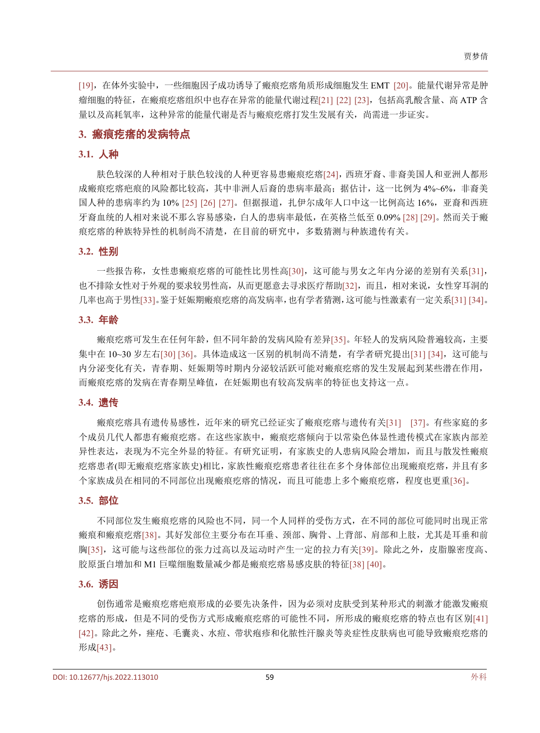[19]，在体外实验中，一些细胞因子成功诱导了瘢痕疙瘩角质形成细胞发生 EMT [20]。能量代谢异常是肿瘤细胞的特征，在瘢痕疙瘩组织中也存在异常的能量代谢过程[21] [22] [23]，包括高乳酸含量、高 ATP 含量以及高耗氧率，这种异常的能量代谢是否与瘢痕疙瘩打发生发展有关，尚需进一步证实。

## 3. 瘢痕疙瘩的发病特点

### 3.1. 人种

肤色较深的人种相对于肤色较浅的人种更容易患瘢痕疙瘩[24]，西班牙裔、非裔美国人和亚洲人都形成瘢痕疙瘩疤痕的风险都比较高，其中非洲人后裔的患病率最高；据估计，这一比例为 4%~6%，非裔美国人种的患病率约为 10% [25] [26] [27]。但据报道，扎伊尔成年人口中这一比例高达 16%，亚裔和西班牙裔血统的人相对来说不那么容易感染，白人的患病率最低，在英格兰低至 0.09% [28] [29]。然而关于瘢痕疙瘩的种族特异性的机制尚不清楚，在目前的研究中，多数猜测与种族遗传有关。

### 3.2. 性别

一些报告称，女性患瘢痕疙瘩的可能性比男性高[30]，这可能与男女之年内分泌的差别有关系[31]，也不排除女性对于外观的要求较男性高，从而更愿意去寻求医疗帮助[32]，而且，相对来说，女性穿耳洞的几率也高于男性[33]。鉴于妊娠期瘢痕疙瘩的高发病率，也有学者猜测，这可能与性激素有一定关系[31] [34]。

### 3.3. 年龄

瘢痕疙瘩可发生在任何年龄，但不同年龄的发病风险有差异[35]。年轻人的发病风险普遍较高，主要集中在 10~30 岁左右[30] [36]。具体造成这一区别的机制尚不清楚，有学者研究提出[31] [34]，这可能与内分泌变化有关，青春期、妊娠期等时期内分泌较活跃可能对瘢痕疙瘩的发生发展起到某些潜在作用，而瘢痕疙瘩的发病在青春期呈峰值，在妊娠期也有较高发病率的特征也支持这一点。

### 3.4. 遗传

瘢痕疙瘩具有遗传易感性，近年来的研究已经证实了瘢痕疙瘩与遗传有关[31] [37]。有些家庭的多个成员几代人都患有瘢痕疙瘩。在这些家族中，瘢痕疙瘩倾向于以常染色体显性遗传模式在家族内部差异性表达，表现为不完全外显的特征。有研究证明，有家族史的人患病风险会增加，而且与散发性瘢痕疙瘩患者(即无瘢痕疙瘩家族史)相比，家族性瘢痕疙瘩患者往往在多个身体部位出现瘢痕疙瘩，并且有多个家族成员在相同的不同部位出现瘢痕疙瘩的情况，而且可能患上多个瘢痕疙瘩，程度也更重[36]。

### 3.5. 部位

不同部位发生瘢痕疙瘩的风险也不同，同一个人同样的受伤方式，在不同的部位可能同时出现正常瘢痕和瘢痕疙瘩[38]。其好发部位主要分布在耳垂、颈部、胸骨、上背部、肩部和上肢，尤其是耳垂和前胸[35]，这可能与这些部位的张力过高以及运动时产生一定的拉力有关[39]。除此之外，皮脂腺密度高、胶原蛋白增加和 M1 巨噬细胞数量减少都是瘢痕疙瘩易感皮肤的特征[38] [40]。

### 3.6. 诱因

创伤通常是瘢痕疙瘩疤痕形成的必要先决条件，因为必须对皮肤受到某种形式的刺激才能激发瘢痕疙瘩的形成，但是不同的受伤方式形成瘢痕疙瘩的可能性不同，所形成的瘢痕疙瘩的特点也有区别[41] [42]。除此之外，痤疮、毛囊炎、水痘、带状疱疹和化脓性汗腺炎等炎症性皮肤病也可能导致瘢痕疙瘩的形成[43]。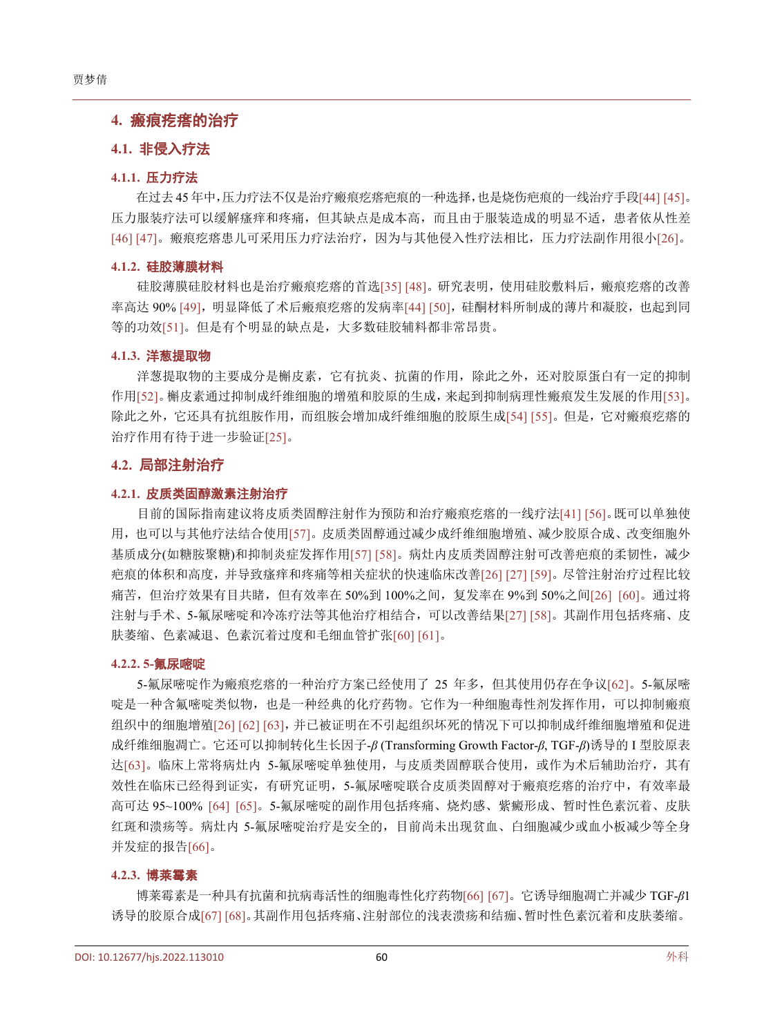## 4. 瘢痕疙瘩的治疗

### 4.1. 非侵入疗法

#### 4.1.1. 压力疗法

在过去45年中，压力疗法不仅是治疗瘢痕疙瘩疤痕的一种选择，也是烧伤疤痕的一线治疗手段[44] [45]。压力服装疗法可以缓解瘙痒和疼痛，但其缺点是成本高，而且由于服装造成的明显不适，患者依从性差[46] [47]。瘢痕疙瘩患儿可采用压力疗法治疗，因为与其他侵入性疗法相比，压力疗法副作用很小[26]。

#### 4.1.2. 硅胶薄膜材料

硅胶薄膜硅胶材料也是治疗瘢痕疙瘩的首选[35] [48]。研究表明，使用硅胶敷料后，瘢痕疙瘩的改善率高达90% [49]，明显降低了术后瘢痕疙瘩的发病率[44] [50]，硅酮材料所制成的薄片和凝胶，也起到同等的功效[51]。但是有个明显的缺点是，大多数硅胶辅料都非常昂贵。

#### 4.1.3. 洋葱提取物

洋葱提取物的主要成分是槲皮素，它有抗炎、抗菌的作用，除此之外，还对胶原蛋白有一定的抑制作用[52]。槲皮素通过抑制成纤维细胞的增殖和胶原的生成，来起到抑制病理性瘢痕发生发展的作用[53]。除此之外，它还具有抗组胺作用，而组胺会增加成纤维细胞的胶原生成[54] [55]。但是，它对瘢痕疙瘩的治疗作用有待于进一步验证[25]。

### 4.2. 局部注射治疗

#### 4.2.1. 皮质类固醇激素注射治疗

目前的国际指南建议将皮质类固醇注射作为预防和治疗瘢痕疙瘩的一线疗法[41] [56]。既可以单独使用，也可以与其他疗法结合使用[57]。皮质类固醇通过减少成纤维细胞增殖、减少胶原合成、改变细胞外基质成分(如糖胺聚糖)和抑制炎症发挥作用[57] [58]。病灶内皮质类固醇注射可改善疤痕的柔韧性，减少疤痕的体积和高度，并导致瘙痒和疼痛等相关症状的快速临床改善[26] [27] [59]。尽管注射治疗过程比较痛苦，但治疗效果有目共睹，但有效率在50%到100%之间，复发率在9%到50%之间[26] [60]。通过将注射与手术、5-氟尿嘧啶和冷冻疗法等其他治疗相结合，可以改善结果[27] [58]。其副作用包括疼痛、皮肤萎缩、色素减退、色素沉着过度和毛细血管扩张[60] [61]。

#### 4.2.2. 5-氟尿嘧啶

5-氟尿嘧啶作为瘢痕疙瘩的一种治疗方案已经使用了 25 年多，但其使用仍存在争议[62]。5-氟尿嘧啶是一种含氟嘧啶类似物，也是一种经典的化疗药物。它作为一种细胞毒性剂发挥作用，可以抑制瘢痕组织中的细胞增殖[26] [62] [63]，并已被证明在不引起组织坏死的情况下可以抑制成纤维细胞增殖和促进成纤维细胞凋亡。它还可以抑制转化生长因子-*β* (Transforming Growth Factor-*β*, TGF-*β*)诱导的I型胶原表达[63]。临床上常将病灶内 5-氟尿嘧啶单独使用，与皮质类固醇联合使用，或作为术后辅助治疗，其有效性在临床已经得到证实，有研究证明，5-氟尿嘧啶联合皮质类固醇对于瘢痕疙瘩的治疗中，有效率最高可达95~100% [64] [65]。5-氟尿嘧啶的副作用包括疼痛、烧灼感、紫癜形成、暂时性色素沉着、皮肤红斑和溃疡等。病灶内 5-氟尿嘧啶治疗是安全的，目前尚未出现贫血、白细胞减少或血小板减少等全身并发症的报告[66]。

#### 4.2.3. 博莱霉素

博莱霉素是一种具有抗菌和抗病毒活性的细胞毒性化疗药物[66] [67]。它诱导细胞凋亡并减少TGF-*β*1诱导的胶原合成[67] [68]。其副作用包括疼痛、注射部位的浅表溃疡和结痂、暂时性色素沉着和皮肤萎缩。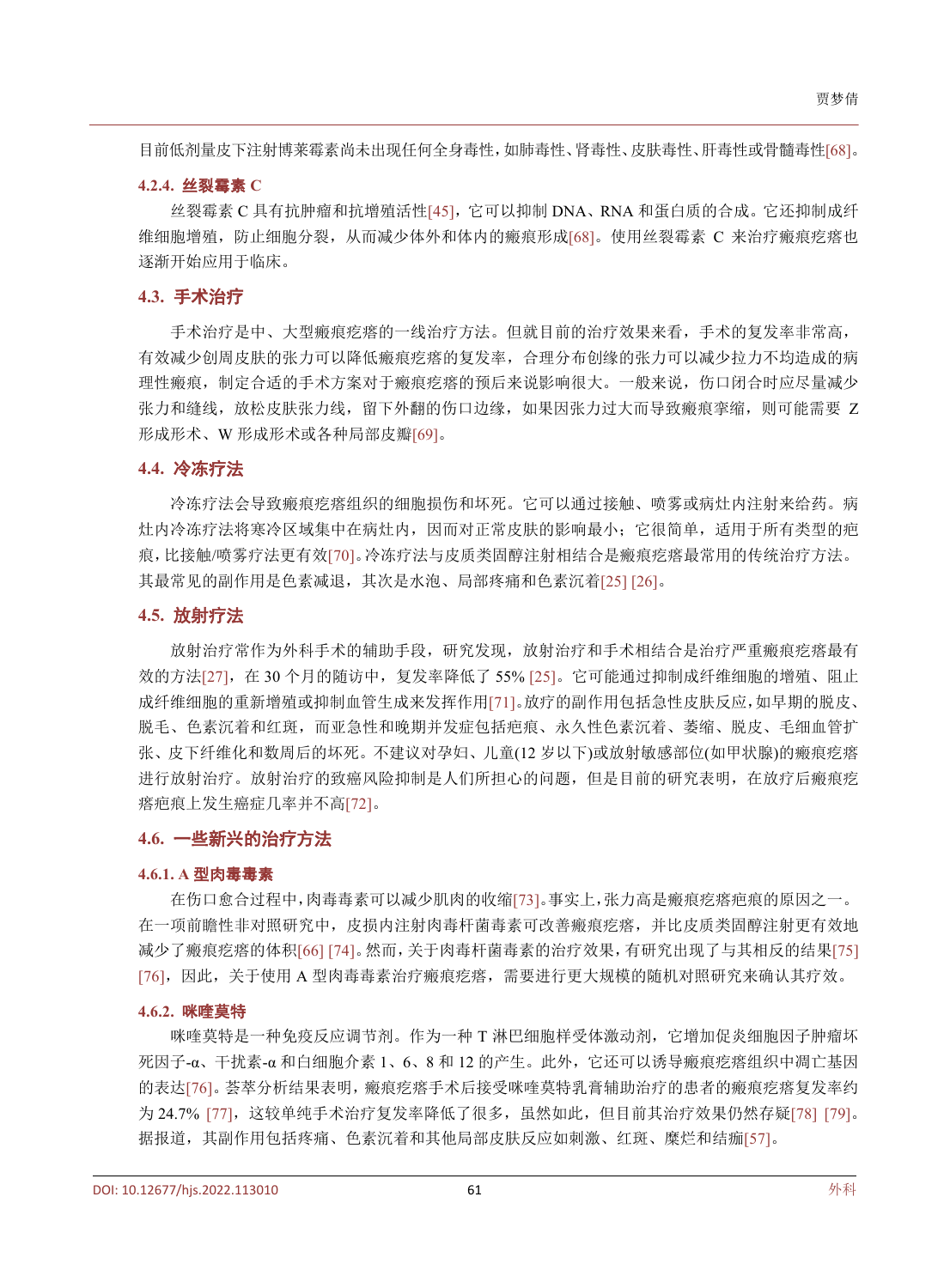目前低剂量皮下注射博莱霉素尚未出现任何全身毒性，如肺毒性、肾毒性、皮肤毒性、肝毒性或骨髓毒性[68]。

#### 4.2.4. 丝裂霉素 C

丝裂霉素 C 具有抗肿瘤和抗增殖活性[45]，它可以抑制 DNA、RNA 和蛋白质的合成。它还抑制成纤维细胞增殖，防止细胞分裂，从而减少体外和体内的瘢痕形成[68]。使用丝裂霉素 C 来治疗瘢痕疙瘩也逐渐开始应用于临床。

### 4.3. 手术治疗

手术治疗是中、大型瘢痕疙瘩的一线治疗方法。但就目前的治疗效果来看，手术的复发率非常高，有效减少创周皮肤的张力可以降低瘢痕疙瘩的复发率，合理分布创缘的张力可以减少拉力不均造成的病理性瘢痕，制定合适的手术方案对于瘢痕疙瘩的预后来说影响很大。一般来说，伤口闭合时应尽量减少张力和缝线，放松皮肤张力线，留下外翻的伤口边缘，如果因张力过大而导致瘢痕挛缩，则可能需要 Z 形成形术、W 形成形术或各种局部皮瓣[69]。

### 4.4. 冷冻疗法

冷冻疗法会导致瘢痕疙瘩组织的细胞损伤和坏死。它可以通过接触、喷雾或病灶内注射来给药。病灶内冷冻疗法将寒冷区域集中在病灶内，因而对正常皮肤的影响最小；它很简单，适用于所有类型的疤痕，比接触/喷雾疗法更有效[70]。冷冻疗法与皮质类固醇注射相结合是瘢痕疙瘩最常用的传统治疗方法。其最常见的副作用是色素减退，其次是水泡、局部疼痛和色素沉着[25] [26]。

### 4.5. 放射疗法

放射治疗常作为外科手术的辅助手段，研究发现，放射治疗和手术相结合是治疗严重瘢痕疙瘩最有效的方法[27]，在 30 个月的随访中，复发率降低了 55% [25]。它可能通过抑制成纤维细胞的增殖、阻止成纤维细胞的重新增殖或抑制血管生成来发挥作用[71]。放疗的副作用包括急性皮肤反应，如早期的脱皮、脱毛、色素沉着和红斑，而亚急性和晚期并发症包括疤痕、永久性色素沉着、萎缩、脱皮、毛细血管扩张、皮下纤维化和数周后的坏死。不建议对孕妇、儿童(12 岁以下)或放射敏感部位(如甲状腺)的瘢痕疙瘩进行放射治疗。放射治疗的致癌风险抑制是人们所担心的问题，但是目前的研究表明，在放疗后瘢痕疙瘩疤痕上发生癌症几率并不高[72]。

### 4.6. 一些新兴的治疗方法

#### 4.6.1. A 型肉毒毒素

在伤口愈合过程中，肉毒毒素可以减少肌肉的收缩[73]。事实上，张力高是瘢痕疙瘩疤痕的原因之一。在一项前瞻性非对照研究中，皮损内注射肉毒杆菌毒素可改善瘢痕疙瘩，并比皮质类固醇注射更有效地减少了瘢痕疙瘩的体积[66] [74]。然而，关于肉毒杆菌毒素的治疗效果，有研究出现了与其相反的结果[75] [76]，因此，关于使用 A 型肉毒毒素治疗瘢痕疙瘩，需要进行更大规模的随机对照研究来确认其疗效。

#### 4.6.2. 咪喹莫特

咪喹莫特是一种免疫反应调节剂。作为一种 T 淋巴细胞样受体激动剂，它增加促炎细胞因子肿瘤坏死因子-α、干扰素-α 和白细胞介素 1、6、8 和 12 的产生。此外，它还可以诱导瘢痕疙瘩组织中凋亡基因的表达[76]。荟萃分析结果表明，瘢痕疙瘩手术后接受咪喹莫特乳膏辅助治疗的患者的瘢痕疙瘩复发率约为 24.7% [77]，这较单纯手术治疗复发率降低了很多，虽然如此，但目前其治疗效果仍然存疑[78] [79]。据报道，其副作用包括疼痛、色素沉着和其他局部皮肤反应如刺激、红斑、糜烂和结痂[57]。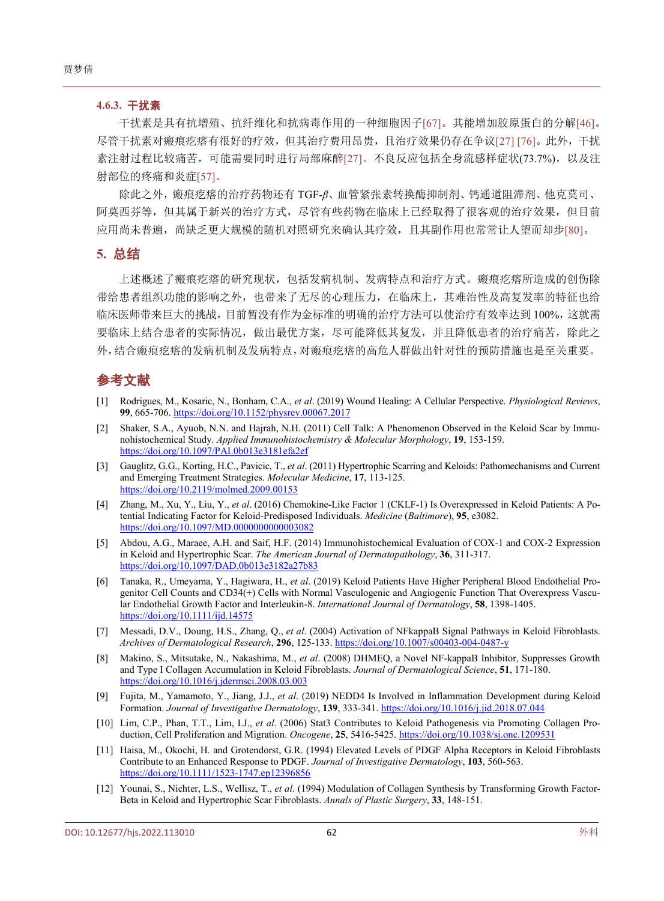### 4.6.3. 干扰素

干扰素是具有抗增殖、抗纤维化和抗病毒作用的一种细胞因子[67]。其能增加胶原蛋白的分解[46]。尽管干扰素对瘢痕疙瘩有很好的疗效，但其治疗费用昂贵，且治疗效果仍存在争议[27] [76]。此外，干扰素注射过程比较痛苦，可能需要同时进行局部麻醉[27]。不良反应包括全身流感样症状(73.7%)，以及注射部位的疼痛和炎症[57]。

除此之外，瘢痕疙瘩的治疗药物还有 TGF-$\beta$、血管紧张素转换酶抑制剂、钙通道阻滞剂、他克莫司、阿莫西芬等，但其属于新兴的治疗方式，尽管有些药物在临床上已经取得了很客观的治疗效果，但目前应用尚未普遍，尚缺乏更大规模的随机对照研究来确认其疗效，且其副作用也常常让人望而却步[80]。

## 5. 总结

上述概述了瘢痕疙瘩的研究现状，包括发病机制、发病特点和治疗方式。瘢痕疙瘩所造成的创伤除带给患者组织功能的影响之外，也带来了无尽的心理压力，在临床上，其难治性及高复发率的特征也给临床医师带来巨大的挑战，目前暂没有作为金标准的明确的治疗方法可以使治疗有效率达到 100%，这就需要临床上结合患者的实际情况，做出最优方案，尽可能降低其复发，并且降低患者的治疗痛苦，除此之外，结合瘢痕疙瘩的发病机制及发病特点，对瘢痕疙瘩的高危人群做出针对性的预防措施也是至关重要。

## 参考文献

[1] Rodrigues, M., Kosaric, N., Bonham, C.A., *et al*. (2019) Wound Healing: A Cellular Perspective. *Physiological Reviews*, **99**, 665-706. https://doi.org/10.1152/physrev.00067.2017

[2] Shaker, S.A., Ayuob, N.N. and Hajrah, N.H. (2011) Cell Talk: A Phenomenon Observed in the Keloid Scar by Immunohistochemical Study. *Applied Immunohistochemistry & Molecular Morphology*, **19**, 153-159. https://doi.org/10.1097/PAI.0b013e3181efa2ef

[3] Gauglitz, G.G., Korting, H.C., Pavicic, T., *et al*. (2011) Hypertrophic Scarring and Keloids: Pathomechanisms and Current and Emerging Treatment Strategies. *Molecular Medicine*, **17**, 113-125. https://doi.org/10.2119/molmed.2009.00153

[4] Zhang, M., Xu, Y., Liu, Y., *et al*. (2016) Chemokine-Like Factor 1 (CKLF-1) Is Overexpressed in Keloid Patients: A Potential Indicating Factor for Keloid-Predisposed Individuals. *Medicine* (*Baltimore*), **95**, e3082. https://doi.org/10.1097/MD.0000000000003082

[5] Abdou, A.G., Maraee, A.H. and Saif, H.F. (2014) Immunohistochemical Evaluation of COX-1 and COX-2 Expression in Keloid and Hypertrophic Scar. *The American Journal of Dermatopathology*, **36**, 311-317. https://doi.org/10.1097/DAD.0b013e3182a27b83

[6] Tanaka, R., Umeyama, Y., Hagiwara, H., *et al*. (2019) Keloid Patients Have Higher Peripheral Blood Endothelial Progenitor Cell Counts and CD34(+) Cells with Normal Vasculogenic and Angiogenic Function That Overexpress Vascular Endothelial Growth Factor and Interleukin-8. *International Journal of Dermatology*, **58**, 1398-1405. https://doi.org/10.1111/ijd.14575

[7] Messadi, D.V., Doung, H.S., Zhang, Q., *et al*. (2004) Activation of NFkappaB Signal Pathways in Keloid Fibroblasts. *Archives of Dermatological Research*, **296**, 125-133. https://doi.org/10.1007/s00403-004-0487-y

[8] Makino, S., Mitsutake, N., Nakashima, M., *et al*. (2008) DHMEQ, a Novel NF-kappaB Inhibitor, Suppresses Growth and Type I Collagen Accumulation in Keloid Fibroblasts. *Journal of Dermatological Science*, **51**, 171-180. https://doi.org/10.1016/j.jdermsci.2008.03.003

[9] Fujita, M., Yamamoto, Y., Jiang, J.J., *et al*. (2019) NEDD4 Is Involved in Inflammation Development during Keloid Formation. *Journal of Investigative Dermatology*, **139**, 333-341. https://doi.org/10.1016/j.jid.2018.07.044

[10] Lim, C.P., Phan, T.T., Lim, I.J., *et al*. (2006) Stat3 Contributes to Keloid Pathogenesis via Promoting Collagen Production, Cell Proliferation and Migration. *Oncogene*, **25**, 5416-5425. https://doi.org/10.1038/sj.onc.1209531

[11] Haisa, M., Okochi, H. and Grotendorst, G.R. (1994) Elevated Levels of PDGF Alpha Receptors in Keloid Fibroblasts Contribute to an Enhanced Response to PDGF. *Journal of Investigative Dermatology*, **103**, 560-563. https://doi.org/10.1111/1523-1747.ep12396856

[12] Younai, S., Nichter, L.S., Wellisz, T., *et al*. (1994) Modulation of Collagen Synthesis by Transforming Growth Factor-Beta in Keloid and Hypertrophic Scar Fibroblasts. *Annals of Plastic Surgery*, **33**, 148-151.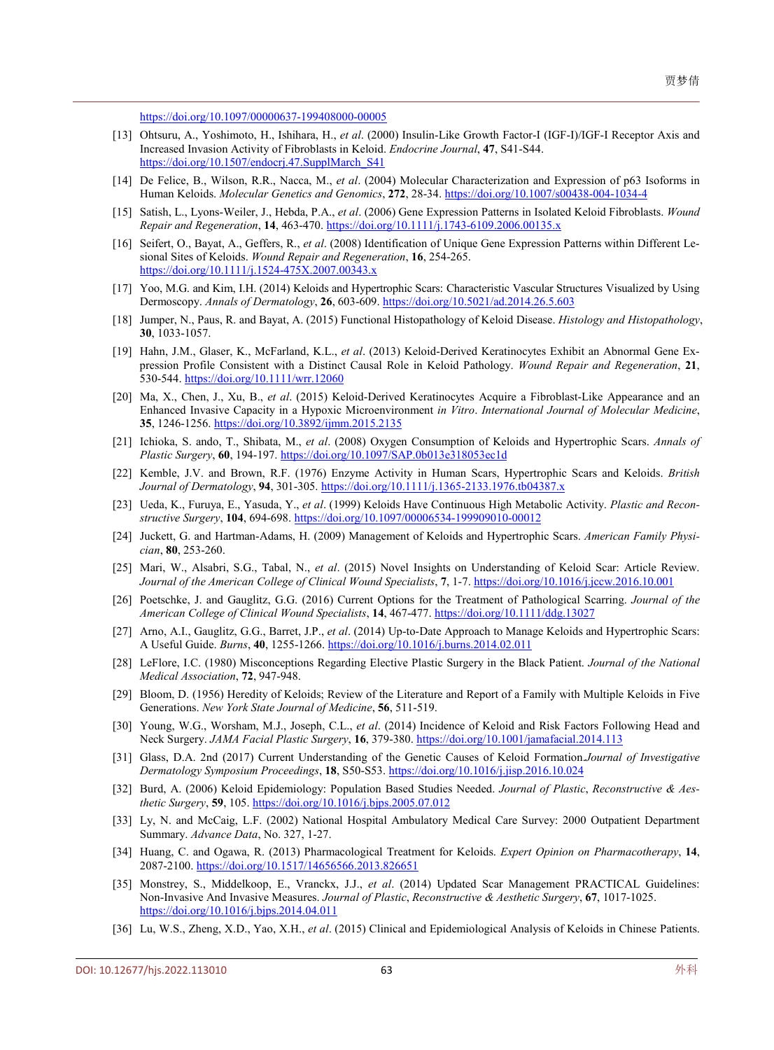https://doi.org/10.1097/00000637-199408000-00005

[13] Ohtsuru, A., Yoshimoto, H., Ishihara, H., *et al*. (2000) Insulin-Like Growth Factor-I (IGF-I)/IGF-I Receptor Axis and Increased Invasion Activity of Fibroblasts in Keloid. *Endocrine Journal*, **47**, S41-S44. https://doi.org/10.1507/endocrj.47.SupplMarch_S41

[14] De Felice, B., Wilson, R.R., Nacca, M., *et al*. (2004) Molecular Characterization and Expression of p63 Isoforms in Human Keloids. *Molecular Genetics and Genomics*, **272**, 28-34. https://doi.org/10.1007/s00438-004-1034-4

[15] Satish, L., Lyons-Weiler, J., Hebda, P.A., *et al*. (2006) Gene Expression Patterns in Isolated Keloid Fibroblasts. *Wound Repair and Regeneration*, **14**, 463-470. https://doi.org/10.1111/j.1743-6109.2006.00135.x

[16] Seifert, O., Bayat, A., Geffers, R., *et al*. (2008) Identification of Unique Gene Expression Patterns within Different Lesional Sites of Keloids. *Wound Repair and Regeneration*, **16**, 254-265. https://doi.org/10.1111/j.1524-475X.2007.00343.x

[17] Yoo, M.G. and Kim, I.H. (2014) Keloids and Hypertrophic Scars: Characteristic Vascular Structures Visualized by Using Dermoscopy. *Annals of Dermatology*, **26**, 603-609. https://doi.org/10.5021/ad.2014.26.5.603

[18] Jumper, N., Paus, R. and Bayat, A. (2015) Functional Histopathology of Keloid Disease. *Histology and Histopathology*, **30**, 1033-1057.

[19] Hahn, J.M., Glaser, K., McFarland, K.L., *et al*. (2013) Keloid-Derived Keratinocytes Exhibit an Abnormal Gene Expression Profile Consistent with a Distinct Causal Role in Keloid Pathology. *Wound Repair and Regeneration*, **21**, 530-544. https://doi.org/10.1111/wrr.12060

[20] Ma, X., Chen, J., Xu, B., *et al*. (2015) Keloid-Derived Keratinocytes Acquire a Fibroblast-Like Appearance and an Enhanced Invasive Capacity in a Hypoxic Microenvironment *in Vitro*. *International Journal of Molecular Medicine*, **35**, 1246-1256. https://doi.org/10.3892/ijmm.2015.2135

[21] Ichioka, S. ando, T., Shibata, M., *et al*. (2008) Oxygen Consumption of Keloids and Hypertrophic Scars. *Annals of Plastic Surgery*, **60**, 194-197. https://doi.org/10.1097/SAP.0b013e318053ec1d

[22] Kemble, J.V. and Brown, R.F. (1976) Enzyme Activity in Human Scars, Hypertrophic Scars and Keloids. *British Journal of Dermatology*, **94**, 301-305. https://doi.org/10.1111/j.1365-2133.1976.tb04387.x

[23] Ueda, K., Furuya, E., Yasuda, Y., *et al*. (1999) Keloids Have Continuous High Metabolic Activity. *Plastic and Reconstructive Surgery*, **104**, 694-698. https://doi.org/10.1097/00006534-199909010-00012

[24] Juckett, G. and Hartman-Adams, H. (2009) Management of Keloids and Hypertrophic Scars. *American Family Physician*, **80**, 253-260.

[25] Mari, W., Alsabri, S.G., Tabal, N., *et al*. (2015) Novel Insights on Understanding of Keloid Scar: Article Review. *Journal of the American College of Clinical Wound Specialists*, **7**, 1-7. https://doi.org/10.1016/j.jccw.2016.10.001

[26] Poetschke, J. and Gauglitz, G.G. (2016) Current Options for the Treatment of Pathological Scarring. *Journal of the American College of Clinical Wound Specialists*, **14**, 467-477. https://doi.org/10.1111/ddg.13027

[27] Arno, A.I., Gauglitz, G.G., Barret, J.P., *et al*. (2014) Up-to-Date Approach to Manage Keloids and Hypertrophic Scars: A Useful Guide. *Burns*, **40**, 1255-1266. https://doi.org/10.1016/j.burns.2014.02.011

[28] LeFlore, I.C. (1980) Misconceptions Regarding Elective Plastic Surgery in the Black Patient. *Journal of the National Medical Association*, **72**, 947-948.

[29] Bloom, D. (1956) Heredity of Keloids; Review of the Literature and Report of a Family with Multiple Keloids in Five Generations. *New York State Journal of Medicine*, **56**, 511-519.

[30] Young, W.G., Worsham, M.J., Joseph, C.L., *et al*. (2014) Incidence of Keloid and Risk Factors Following Head and Neck Surgery. *JAMA Facial Plastic Surgery*, **16**, 379-380. https://doi.org/10.1001/jamafacial.2014.113

[31] Glass, D.A. 2nd (2017) Current Understanding of the Genetic Causes of Keloid Formation.*Journal of Investigative Dermatology Symposium Proceedings*, **18**, S50-S53. https://doi.org/10.1016/j.jisp.2016.10.024

[32] Burd, A. (2006) Keloid Epidemiology: Population Based Studies Needed. *Journal of Plastic*, *Reconstructive & Aesthetic Surgery*, **59**, 105. https://doi.org/10.1016/j.bjps.2005.07.012

[33] Ly, N. and McCaig, L.F. (2002) National Hospital Ambulatory Medical Care Survey: 2000 Outpatient Department Summary. *Advance Data*, No. 327, 1-27.

[34] Huang, C. and Ogawa, R. (2013) Pharmacological Treatment for Keloids. *Expert Opinion on Pharmacotherapy*, **14**, 2087-2100. https://doi.org/10.1517/14656566.2013.826651

[35] Monstrey, S., Middelkoop, E., Vranckx, J.J., *et al*. (2014) Updated Scar Management PRACTICAL Guidelines: Non-Invasive And Invasive Measures. *Journal of Plastic*, *Reconstructive & Aesthetic Surgery*, **67**, 1017-1025. https://doi.org/10.1016/j.bjps.2014.04.011

[36] Lu, W.S., Zheng, X.D., Yao, X.H., *et al*. (2015) Clinical and Epidemiological Analysis of Keloids in Chinese Patients.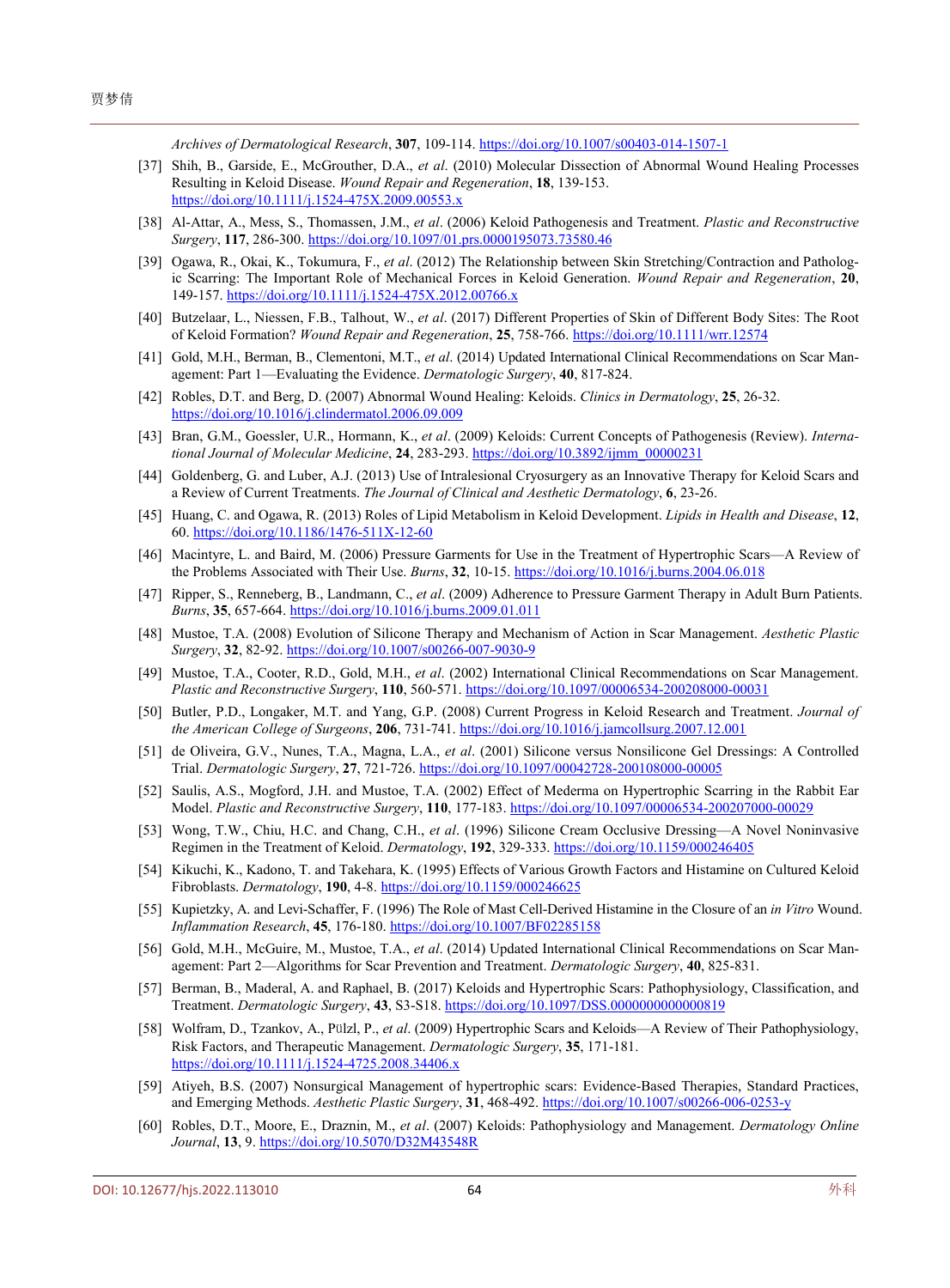*Archives of Dermatological Research*, **307**, 109-114. https://doi.org/10.1007/s00403-014-1507-1

[37] Shih, B., Garside, E., McGrouther, D.A., *et al*. (2010) Molecular Dissection of Abnormal Wound Healing Processes Resulting in Keloid Disease. *Wound Repair and Regeneration*, **18**, 139-153. https://doi.org/10.1111/j.1524-475X.2009.00553.x

[38] Al-Attar, A., Mess, S., Thomassen, J.M., *et al*. (2006) Keloid Pathogenesis and Treatment. *Plastic and Reconstructive Surgery*, **117**, 286-300. https://doi.org/10.1097/01.prs.0000195073.73580.46

[39] Ogawa, R., Okai, K., Tokumura, F., *et al*. (2012) The Relationship between Skin Stretching/Contraction and Pathologic Scarring: The Important Role of Mechanical Forces in Keloid Generation. *Wound Repair and Regeneration*, **20**, 149-157. https://doi.org/10.1111/j.1524-475X.2012.00766.x

[40] Butzelaar, L., Niessen, F.B., Talhout, W., *et al*. (2017) Different Properties of Skin of Different Body Sites: The Root of Keloid Formation? *Wound Repair and Regeneration*, **25**, 758-766. https://doi.org/10.1111/wrr.12574

[41] Gold, M.H., Berman, B., Clementoni, M.T., *et al*. (2014) Updated International Clinical Recommendations on Scar Management: Part 1—Evaluating the Evidence. *Dermatologic Surgery*, **40**, 817-824.

[42] Robles, D.T. and Berg, D. (2007) Abnormal Wound Healing: Keloids. *Clinics in Dermatology*, **25**, 26-32. https://doi.org/10.1016/j.clindermatol.2006.09.009

[43] Bran, G.M., Goessler, U.R., Hormann, K., *et al*. (2009) Keloids: Current Concepts of Pathogenesis (Review). *International Journal of Molecular Medicine*, **24**, 283-293. https://doi.org/10.3892/ijmm_00000231

[44] Goldenberg, G. and Luber, A.J. (2013) Use of Intralesional Cryosurgery as an Innovative Therapy for Keloid Scars and a Review of Current Treatments. *The Journal of Clinical and Aesthetic Dermatology*, **6**, 23-26.

[45] Huang, C. and Ogawa, R. (2013) Roles of Lipid Metabolism in Keloid Development. *Lipids in Health and Disease*, **12**, 60. https://doi.org/10.1186/1476-511X-12-60

[46] Macintyre, L. and Baird, M. (2006) Pressure Garments for Use in the Treatment of Hypertrophic Scars—A Review of the Problems Associated with Their Use. *Burns*, **32**, 10-15. https://doi.org/10.1016/j.burns.2004.06.018

[47] Ripper, S., Renneberg, B., Landmann, C., *et al*. (2009) Adherence to Pressure Garment Therapy in Adult Burn Patients. *Burns*, **35**, 657-664. https://doi.org/10.1016/j.burns.2009.01.011

[48] Mustoe, T.A. (2008) Evolution of Silicone Therapy and Mechanism of Action in Scar Management. *Aesthetic Plastic Surgery*, **32**, 82-92. https://doi.org/10.1007/s00266-007-9030-9

[49] Mustoe, T.A., Cooter, R.D., Gold, M.H., *et al*. (2002) International Clinical Recommendations on Scar Management. *Plastic and Reconstructive Surgery*, **110**, 560-571. https://doi.org/10.1097/00006534-200208000-00031

[50] Butler, P.D., Longaker, M.T. and Yang, G.P. (2008) Current Progress in Keloid Research and Treatment. *Journal of the American College of Surgeons*, **206**, 731-741. https://doi.org/10.1016/j.jamcollsurg.2007.12.001

[51] de Oliveira, G.V., Nunes, T.A., Magna, L.A., *et al*. (2001) Silicone versus Nonsilicone Gel Dressings: A Controlled Trial. *Dermatologic Surgery*, **27**, 721-726. https://doi.org/10.1097/00042728-200108000-00005

[52] Saulis, A.S., Mogford, J.H. and Mustoe, T.A. (2002) Effect of Mederma on Hypertrophic Scarring in the Rabbit Ear Model. *Plastic and Reconstructive Surgery*, **110**, 177-183. https://doi.org/10.1097/00006534-200207000-00029

[53] Wong, T.W., Chiu, H.C. and Chang, C.H., *et al*. (1996) Silicone Cream Occlusive Dressing—A Novel Noninvasive Regimen in the Treatment of Keloid. *Dermatology*, **192**, 329-333. https://doi.org/10.1159/000246405

[54] Kikuchi, K., Kadono, T. and Takehara, K. (1995) Effects of Various Growth Factors and Histamine on Cultured Keloid Fibroblasts. *Dermatology*, **190**, 4-8. https://doi.org/10.1159/000246625

[55] Kupietzky, A. and Levi-Schaffer, F. (1996) The Role of Mast Cell-Derived Histamine in the Closure of an *in Vitro* Wound. *Inflammation Research*, **45**, 176-180. https://doi.org/10.1007/BF02285158

[56] Gold, M.H., McGuire, M., Mustoe, T.A., *et al*. (2014) Updated International Clinical Recommendations on Scar Management: Part 2—Algorithms for Scar Prevention and Treatment. *Dermatologic Surgery*, **40**, 825-831.

[57] Berman, B., Maderal, A. and Raphael, B. (2017) Keloids and Hypertrophic Scars: Pathophysiology, Classification, and Treatment. *Dermatologic Surgery*, **43**, S3-S18. https://doi.org/10.1097/DSS.0000000000000819

[58] Wolfram, D., Tzankov, A., Pülzl, P., *et al*. (2009) Hypertrophic Scars and Keloids—A Review of Their Pathophysiology, Risk Factors, and Therapeutic Management. *Dermatologic Surgery*, **35**, 171-181. https://doi.org/10.1111/j.1524-4725.2008.34406.x

[59] Atiyeh, B.S. (2007) Nonsurgical Management of hypertrophic scars: Evidence-Based Therapies, Standard Practices, and Emerging Methods. *Aesthetic Plastic Surgery*, **31**, 468-492. https://doi.org/10.1007/s00266-006-0253-y

[60] Robles, D.T., Moore, E., Draznin, M., *et al*. (2007) Keloids: Pathophysiology and Management. *Dermatology Online Journal*, **13**, 9. https://doi.org/10.5070/D32M43548R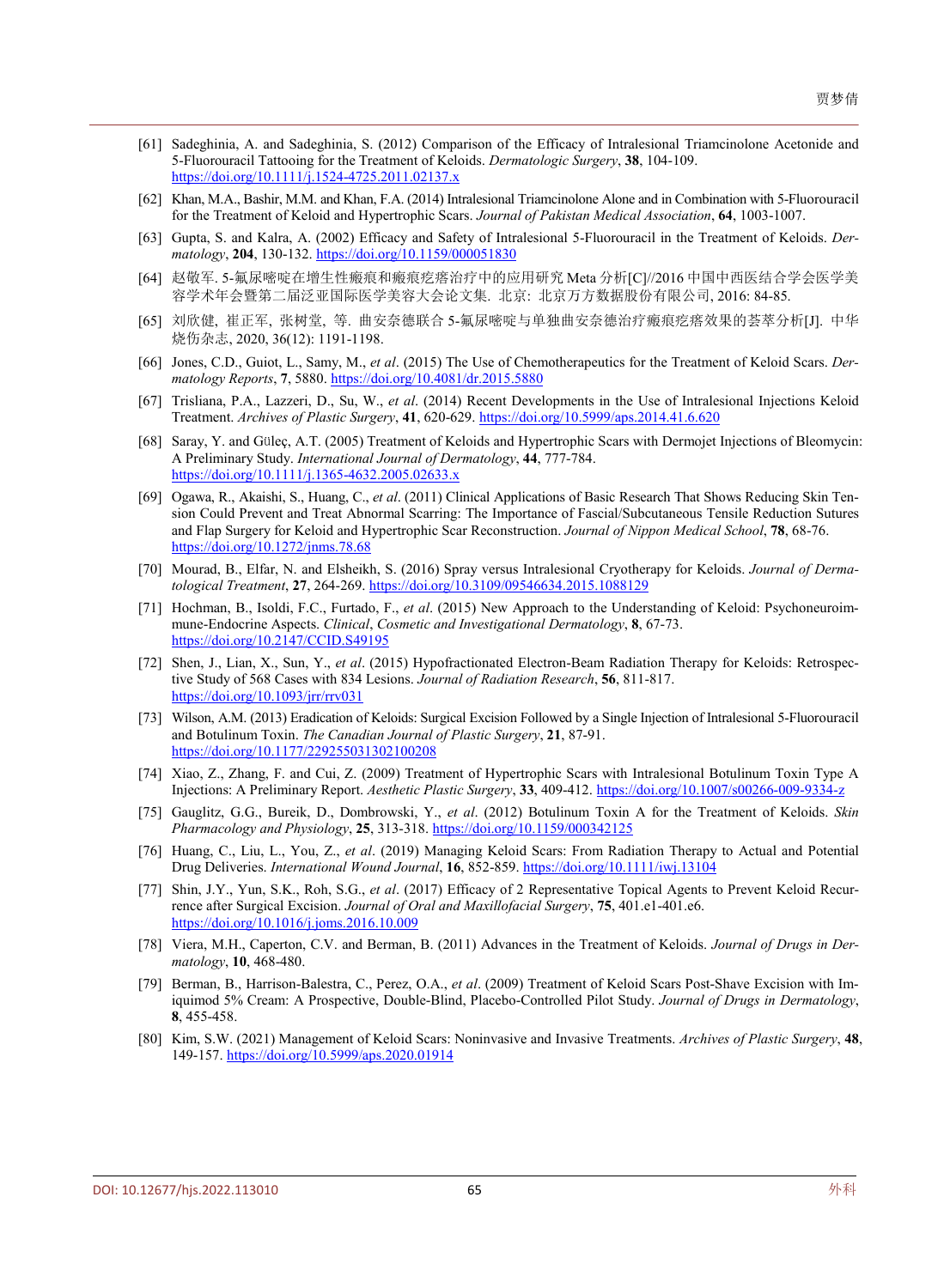[61] Sadeghinia, A. and Sadeghinia, S. (2012) Comparison of the Efficacy of Intralesional Triamcinolone Acetonide and 5-Fluorouracil Tattooing for the Treatment of Keloids. *Dermatologic Surgery*, **38**, 104-109. https://doi.org/10.1111/j.1524-4725.2011.02137.x

[62] Khan, M.A., Bashir, M.M. and Khan, F.A. (2014) Intralesional Triamcinolone Alone and in Combination with 5-Fluorouracil for the Treatment of Keloid and Hypertrophic Scars. *Journal of Pakistan Medical Association*, **64**, 1003-1007.

[63] Gupta, S. and Kalra, A. (2002) Efficacy and Safety of Intralesional 5-Fluorouracil in the Treatment of Keloids. *Dermatology*, **204**, 130-132. https://doi.org/10.1159/000051830

[64] 赵敬军. 5-氟尿嘧啶在增生性瘢痕和瘢痕疙瘩治疗中的应用研究 Meta 分析[C]//2016 中国中西医结合学会医学美容学术年会暨第二届泛亚国际医学美容大会论文集. 北京: 北京万方数据股份有限公司, 2016: 84-85.

[65] 刘欣健, 崔正军, 张树堂, 等. 曲安奈德联合 5-氟尿嘧啶与单独曲安奈德治疗瘢痕疙瘩效果的荟萃分析[J]. 中华烧伤杂志, 2020, 36(12): 1191-1198.

[66] Jones, C.D., Guiot, L., Samy, M., *et al*. (2015) The Use of Chemotherapeutics for the Treatment of Keloid Scars. *Dermatology Reports*, **7**, 5880. https://doi.org/10.4081/dr.2015.5880

[67] Trisliana, P.A., Lazzeri, D., Su, W., *et al*. (2014) Recent Developments in the Use of Intralesional Injections Keloid Treatment. *Archives of Plastic Surgery*, **41**, 620-629. https://doi.org/10.5999/aps.2014.41.6.620

[68] Saray, Y. and Güleç, A.T. (2005) Treatment of Keloids and Hypertrophic Scars with Dermojet Injections of Bleomycin: A Preliminary Study. *International Journal of Dermatology*, **44**, 777-784. https://doi.org/10.1111/j.1365-4632.2005.02633.x

[69] Ogawa, R., Akaishi, S., Huang, C., *et al*. (2011) Clinical Applications of Basic Research That Shows Reducing Skin Tension Could Prevent and Treat Abnormal Scarring: The Importance of Fascial/Subcutaneous Tensile Reduction Sutures and Flap Surgery for Keloid and Hypertrophic Scar Reconstruction. *Journal of Nippon Medical School*, **78**, 68-76. https://doi.org/10.1272/jnms.78.68

[70] Mourad, B., Elfar, N. and Elsheikh, S. (2016) Spray versus Intralesional Cryotherapy for Keloids. *Journal of Dermatological Treatment*, **27**, 264-269. https://doi.org/10.3109/09546634.2015.1088129

[71] Hochman, B., Isoldi, F.C., Furtado, F., *et al*. (2015) New Approach to the Understanding of Keloid: Psychoneuroimmune-Endocrine Aspects. *Clinical*, *Cosmetic and Investigational Dermatology*, **8**, 67-73. https://doi.org/10.2147/CCID.S49195

[72] Shen, J., Lian, X., Sun, Y., *et al*. (2015) Hypofractionated Electron-Beam Radiation Therapy for Keloids: Retrospective Study of 568 Cases with 834 Lesions. *Journal of Radiation Research*, **56**, 811-817. https://doi.org/10.1093/jrr/rrv031

[73] Wilson, A.M. (2013) Eradication of Keloids: Surgical Excision Followed by a Single Injection of Intralesional 5-Fluorouracil and Botulinum Toxin. *The Canadian Journal of Plastic Surgery*, **21**, 87-91. https://doi.org/10.1177/229255031302100208

[74] Xiao, Z., Zhang, F. and Cui, Z. (2009) Treatment of Hypertrophic Scars with Intralesional Botulinum Toxin Type A Injections: A Preliminary Report. *Aesthetic Plastic Surgery*, **33**, 409-412. https://doi.org/10.1007/s00266-009-9334-z

[75] Gauglitz, G.G., Bureik, D., Dombrowski, Y., *et al*. (2012) Botulinum Toxin A for the Treatment of Keloids. *Skin Pharmacology and Physiology*, **25**, 313-318. https://doi.org/10.1159/000342125

[76] Huang, C., Liu, L., You, Z., *et al*. (2019) Managing Keloid Scars: From Radiation Therapy to Actual and Potential Drug Deliveries. *International Wound Journal*, **16**, 852-859. https://doi.org/10.1111/iwj.13104

[77] Shin, J.Y., Yun, S.K., Roh, S.G., *et al*. (2017) Efficacy of 2 Representative Topical Agents to Prevent Keloid Recurrence after Surgical Excision. *Journal of Oral and Maxillofacial Surgery*, **75**, 401.e1-401.e6. https://doi.org/10.1016/j.joms.2016.10.009

[78] Viera, M.H., Caperton, C.V. and Berman, B. (2011) Advances in the Treatment of Keloids. *Journal of Drugs in Dermatology*, **10**, 468-480.

[79] Berman, B., Harrison-Balestra, C., Perez, O.A., *et al*. (2009) Treatment of Keloid Scars Post-Shave Excision with Imiquimod 5% Cream: A Prospective, Double-Blind, Placebo-Controlled Pilot Study. *Journal of Drugs in Dermatology*, **8**, 455-458.

[80] Kim, S.W. (2021) Management of Keloid Scars: Noninvasive and Invasive Treatments. *Archives of Plastic Surgery*, **48**, 149-157. https://doi.org/10.5999/aps.2020.01914